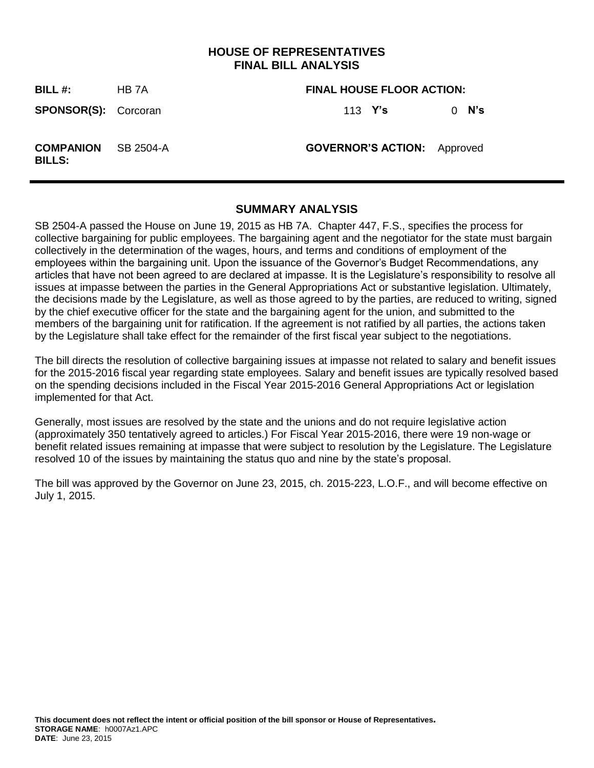# HOUSE OF REPRESENTATIVES
# FINAL BILL ANALYSIS

| | | | |
|---|---|---|---|
| **BILL #:** | HB 7A | **FINAL HOUSE FLOOR ACTION:** | |
| **SPONSOR(S):** | Corcoran | 113 **Y's** | 0 **N's** |
| **COMPANION BILLS:** | SB 2504-A | **GOVERNOR'S ACTION:** | Approved |

## SUMMARY ANALYSIS

SB 2504-A passed the House on June 19, 2015 as HB 7A. Chapter 447, F.S., specifies the process for collective bargaining for public employees. The bargaining agent and the negotiator for the state must bargain collectively in the determination of the wages, hours, and terms and conditions of employment of the employees within the bargaining unit. Upon the issuance of the Governor's Budget Recommendations, any articles that have not been agreed to are declared at impasse. It is the Legislature's responsibility to resolve all issues at impasse between the parties in the General Appropriations Act or substantive legislation. Ultimately, the decisions made by the Legislature, as well as those agreed to by the parties, are reduced to writing, signed by the chief executive officer for the state and the bargaining agent for the union, and submitted to the members of the bargaining unit for ratification. If the agreement is not ratified by all parties, the actions taken by the Legislature shall take effect for the remainder of the first fiscal year subject to the negotiations.

The bill directs the resolution of collective bargaining issues at impasse not related to salary and benefit issues for the 2015-2016 fiscal year regarding state employees. Salary and benefit issues are typically resolved based on the spending decisions included in the Fiscal Year 2015-2016 General Appropriations Act or legislation implemented for that Act.

Generally, most issues are resolved by the state and the unions and do not require legislative action (approximately 350 tentatively agreed to articles.) For Fiscal Year 2015-2016, there were 19 non-wage or benefit related issues remaining at impasse that were subject to resolution by the Legislature. The Legislature resolved 10 of the issues by maintaining the status quo and nine by the state's proposal.

The bill was approved by the Governor on June 23, 2015, ch. 2015-223, L.O.F., and will become effective on July 1, 2015.

**This document does not reflect the intent or official position of the bill sponsor or House of Representatives.**
**STORAGE NAME**: h0007Az1.APC
**DATE**: June 23, 2015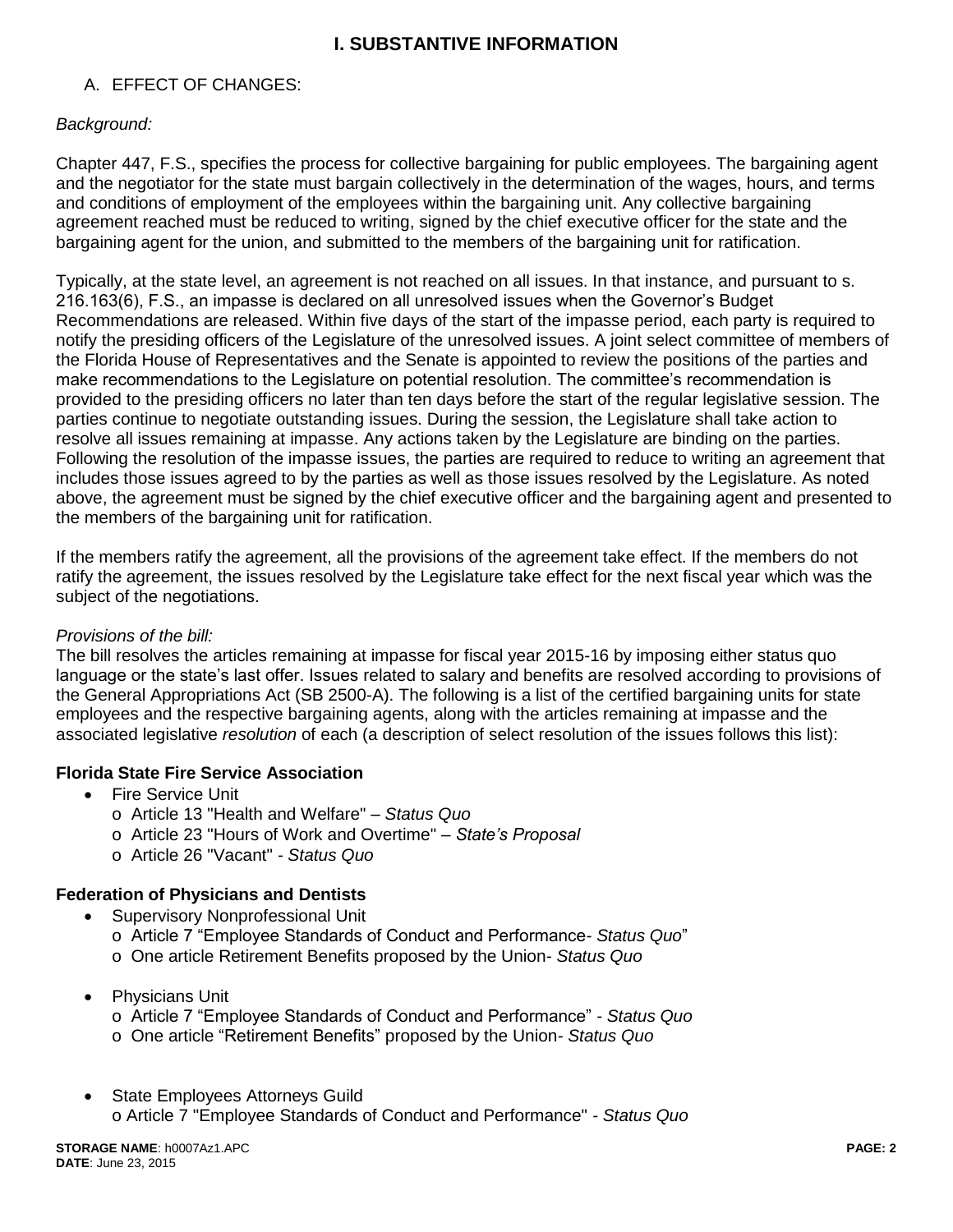# I. SUBSTANTIVE INFORMATION

## A. EFFECT OF CHANGES:

*Background:*

Chapter 447, F.S., specifies the process for collective bargaining for public employees. The bargaining agent and the negotiator for the state must bargain collectively in the determination of the wages, hours, and terms and conditions of employment of the employees within the bargaining unit. Any collective bargaining agreement reached must be reduced to writing, signed by the chief executive officer for the state and the bargaining agent for the union, and submitted to the members of the bargaining unit for ratification.

Typically, at the state level, an agreement is not reached on all issues. In that instance, and pursuant to s. 216.163(6), F.S., an impasse is declared on all unresolved issues when the Governor's Budget Recommendations are released. Within five days of the start of the impasse period, each party is required to notify the presiding officers of the Legislature of the unresolved issues. A joint select committee of members of the Florida House of Representatives and the Senate is appointed to review the positions of the parties and make recommendations to the Legislature on potential resolution. The committee's recommendation is provided to the presiding officers no later than ten days before the start of the regular legislative session. The parties continue to negotiate outstanding issues. During the session, the Legislature shall take action to resolve all issues remaining at impasse. Any actions taken by the Legislature are binding on the parties. Following the resolution of the impasse issues, the parties are required to reduce to writing an agreement that includes those issues agreed to by the parties as well as those issues resolved by the Legislature. As noted above, the agreement must be signed by the chief executive officer and the bargaining agent and presented to the members of the bargaining unit for ratification.

If the members ratify the agreement, all the provisions of the agreement take effect. If the members do not ratify the agreement, the issues resolved by the Legislature take effect for the next fiscal year which was the subject of the negotiations.

*Provisions of the bill:*
The bill resolves the articles remaining at impasse for fiscal year 2015-16 by imposing either status quo language or the state's last offer. Issues related to salary and benefits are resolved according to provisions of the General Appropriations Act (SB 2500-A). The following is a list of the certified bargaining units for state employees and the respective bargaining agents, along with the articles remaining at impasse and the associated legislative *resolution* of each (a description of select resolution of the issues follows this list):

**Florida State Fire Service Association**

- Fire Service Unit
  - Article 13 "Health and Welfare" – *Status Quo*
  - Article 23 "Hours of Work and Overtime" – *State's Proposal*
  - Article 26 "Vacant" - *Status Quo*

**Federation of Physicians and Dentists**

- Supervisory Nonprofessional Unit
  - Article 7 "Employee Standards of Conduct and Performance- *Status Quo*"
  - One article Retirement Benefits proposed by the Union- *Status Quo*

- Physicians Unit
  - Article 7 "Employee Standards of Conduct and Performance" - *Status Quo*
  - One article "Retirement Benefits" proposed by the Union- *Status Quo*

- State Employees Attorneys Guild
  - Article 7 "Employee Standards of Conduct and Performance" - *Status Quo*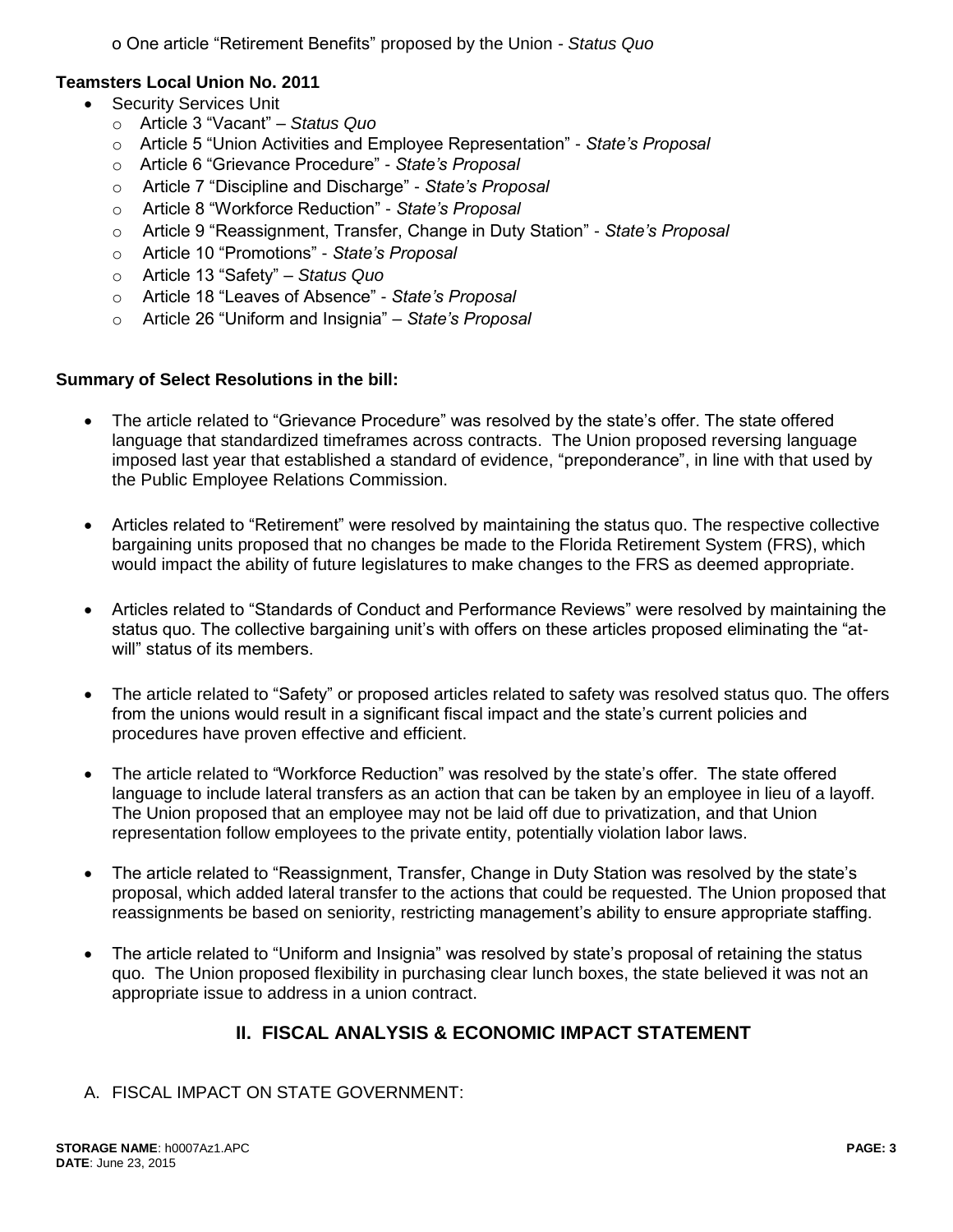- One article "Retirement Benefits" proposed by the Union - *Status Quo*

**Teamsters Local Union No. 2011**

- Security Services Unit
  - Article 3 "Vacant" – *Status Quo*
  - Article 5 "Union Activities and Employee Representation" - *State's Proposal*
  - Article 6 "Grievance Procedure" - *State's Proposal*
  - Article 7 "Discipline and Discharge" - *State's Proposal*
  - Article 8 "Workforce Reduction" - *State's Proposal*
  - Article 9 "Reassignment, Transfer, Change in Duty Station" - *State's Proposal*
  - Article 10 "Promotions" - *State's Proposal*
  - Article 13 "Safety" – *Status Quo*
  - Article 18 "Leaves of Absence" - *State's Proposal*
  - Article 26 "Uniform and Insignia" – *State's Proposal*

**Summary of Select Resolutions in the bill:**

- The article related to "Grievance Procedure" was resolved by the state's offer. The state offered language that standardized timeframes across contracts. The Union proposed reversing language imposed last year that established a standard of evidence, "preponderance", in line with that used by the Public Employee Relations Commission.

- Articles related to "Retirement" were resolved by maintaining the status quo. The respective collective bargaining units proposed that no changes be made to the Florida Retirement System (FRS), which would impact the ability of future legislatures to make changes to the FRS as deemed appropriate.

- Articles related to "Standards of Conduct and Performance Reviews" were resolved by maintaining the status quo. The collective bargaining unit's with offers on these articles proposed eliminating the "at-will" status of its members.

- The article related to "Safety" or proposed articles related to safety was resolved status quo. The offers from the unions would result in a significant fiscal impact and the state's current policies and procedures have proven effective and efficient.

- The article related to "Workforce Reduction" was resolved by the state's offer. The state offered language to include lateral transfers as an action that can be taken by an employee in lieu of a layoff. The Union proposed that an employee may not be laid off due to privatization, and that Union representation follow employees to the private entity, potentially violation labor laws.

- The article related to "Reassignment, Transfer, Change in Duty Station was resolved by the state's proposal, which added lateral transfer to the actions that could be requested. The Union proposed that reassignments be based on seniority, restricting management's ability to ensure appropriate staffing.

- The article related to "Uniform and Insignia" was resolved by state's proposal of retaining the status quo. The Union proposed flexibility in purchasing clear lunch boxes, the state believed it was not an appropriate issue to address in a union contract.

## II. FISCAL ANALYSIS & ECONOMIC IMPACT STATEMENT

A. FISCAL IMPACT ON STATE GOVERNMENT: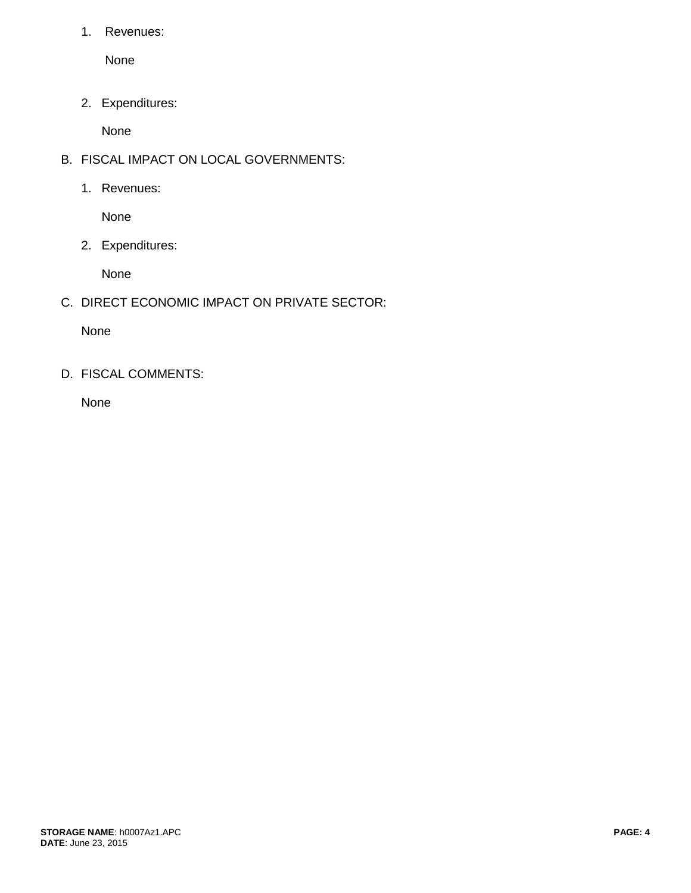1. Revenues:

   None

2. Expenditures:

   None

B. FISCAL IMPACT ON LOCAL GOVERNMENTS:

1. Revenues:

   None

2. Expenditures:

   None

C. DIRECT ECONOMIC IMPACT ON PRIVATE SECTOR:

None

D. FISCAL COMMENTS:

None